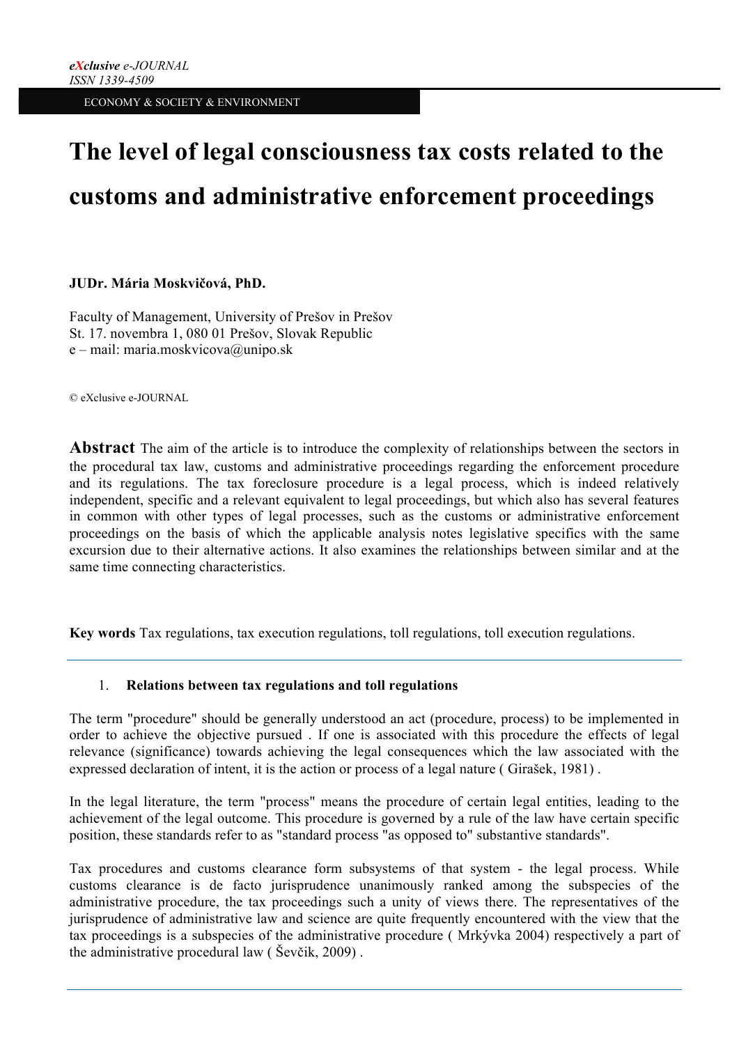# The level of legal consciousness tax costs related to the customs and administrative enforcement proceedings

**JUDr. Mária Moskvičová, PhD.**

Faculty of Management, University of Prešov in Prešov
St. 17. novembra 1, 080 01 Prešov, Slovak Republic
e – mail: maria.moskvicova@unipo.sk

© eXclusive e-JOURNAL

**Abstract** The aim of the article is to introduce the complexity of relationships between the sectors in the procedural tax law, customs and administrative proceedings regarding the enforcement procedure and its regulations. The tax foreclosure procedure is a legal process, which is indeed relatively independent, specific and a relevant equivalent to legal proceedings, but which also has several features in common with other types of legal processes, such as the customs or administrative enforcement proceedings on the basis of which the applicable analysis notes legislative specifics with the same excursion due to their alternative actions. It also examines the relationships between similar and at the same time connecting characteristics.

**Key words** Tax regulations, tax execution regulations, toll regulations, toll execution regulations.

## 1. Relations between tax regulations and toll regulations

The term "procedure" should be generally understood an act (procedure, process) to be implemented in order to achieve the objective pursued . If one is associated with this procedure the effects of legal relevance (significance) towards achieving the legal consequences which the law associated with the expressed declaration of intent, it is the action or process of a legal nature ( Girašek, 1981) .

In the legal literature, the term "process" means the procedure of certain legal entities, leading to the achievement of the legal outcome. This procedure is governed by a rule of the law have certain specific position, these standards refer to as "standard process "as opposed to" substantive standards".

Tax procedures and customs clearance form subsystems of that system - the legal process. While customs clearance is de facto jurisprudence unanimously ranked among the subspecies of the administrative procedure, the tax proceedings such a unity of views there. The representatives of the jurisprudence of administrative law and science are quite frequently encountered with the view that the tax proceedings is a subspecies of the administrative procedure ( Mrkývka 2004) respectively a part of the administrative procedural law ( Ševčik, 2009) .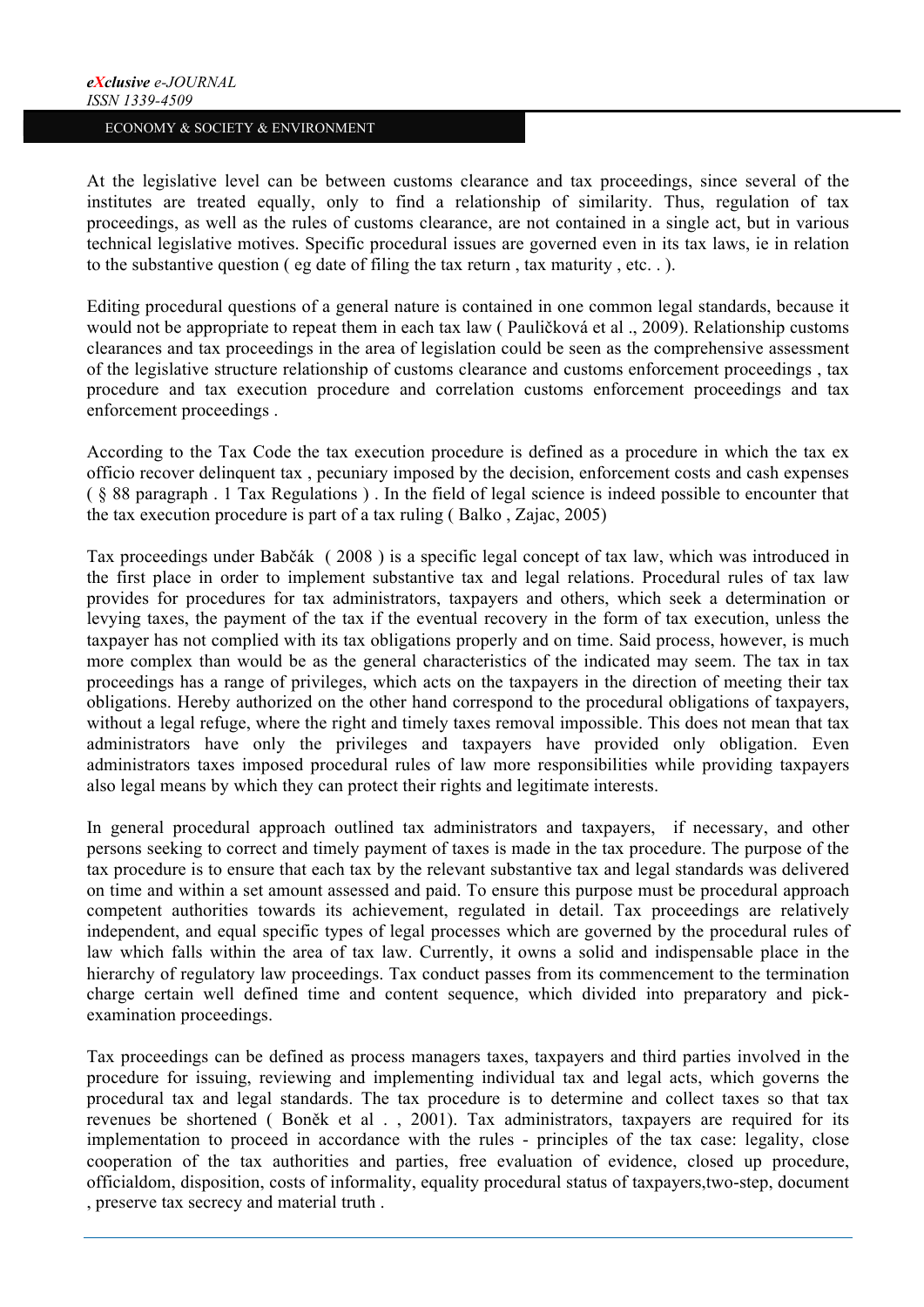At the legislative level can be between customs clearance and tax proceedings, since several of the institutes are treated equally, only to find a relationship of similarity. Thus, regulation of tax proceedings, as well as the rules of customs clearance, are not contained in a single act, but in various technical legislative motives. Specific procedural issues are governed even in its tax laws, ie in relation to the substantive question ( eg date of filing the tax return , tax maturity , etc. . ).

Editing procedural questions of a general nature is contained in one common legal standards, because it would not be appropriate to repeat them in each tax law ( Pauličková et al ., 2009). Relationship customs clearances and tax proceedings in the area of legislation could be seen as the comprehensive assessment of the legislative structure relationship of customs clearance and customs enforcement proceedings , tax procedure and tax execution procedure and correlation customs enforcement proceedings and tax enforcement proceedings .

According to the Tax Code the tax execution procedure is defined as a procedure in which the tax ex officio recover delinquent tax , pecuniary imposed by the decision, enforcement costs and cash expenses ( § 88 paragraph . 1 Tax Regulations ) . In the field of legal science is indeed possible to encounter that the tax execution procedure is part of a tax ruling ( Balko , Zajac, 2005)

Tax proceedings under Babčák ( 2008 ) is a specific legal concept of tax law, which was introduced in the first place in order to implement substantive tax and legal relations. Procedural rules of tax law provides for procedures for tax administrators, taxpayers and others, which seek a determination or levying taxes, the payment of the tax if the eventual recovery in the form of tax execution, unless the taxpayer has not complied with its tax obligations properly and on time. Said process, however, is much more complex than would be as the general characteristics of the indicated may seem. The tax in tax proceedings has a range of privileges, which acts on the taxpayers in the direction of meeting their tax obligations. Hereby authorized on the other hand correspond to the procedural obligations of taxpayers, without a legal refuge, where the right and timely taxes removal impossible. This does not mean that tax administrators have only the privileges and taxpayers have provided only obligation. Even administrators taxes imposed procedural rules of law more responsibilities while providing taxpayers also legal means by which they can protect their rights and legitimate interests.

In general procedural approach outlined tax administrators and taxpayers, if necessary, and other persons seeking to correct and timely payment of taxes is made in the tax procedure. The purpose of the tax procedure is to ensure that each tax by the relevant substantive tax and legal standards was delivered on time and within a set amount assessed and paid. To ensure this purpose must be procedural approach competent authorities towards its achievement, regulated in detail. Tax proceedings are relatively independent, and equal specific types of legal processes which are governed by the procedural rules of law which falls within the area of tax law. Currently, it owns a solid and indispensable place in the hierarchy of regulatory law proceedings. Tax conduct passes from its commencement to the termination charge certain well defined time and content sequence, which divided into preparatory and pick-examination proceedings.

Tax proceedings can be defined as process managers taxes, taxpayers and third parties involved in the procedure for issuing, reviewing and implementing individual tax and legal acts, which governs the procedural tax and legal standards. The tax procedure is to determine and collect taxes so that tax revenues be shortened ( Boněk et al . , 2001). Tax administrators, taxpayers are required for its implementation to proceed in accordance with the rules - principles of the tax case: legality, close cooperation of the tax authorities and parties, free evaluation of evidence, closed up procedure, officialdom, disposition, costs of informality, equality procedural status of taxpayers,two-step, document , preserve tax secrecy and material truth .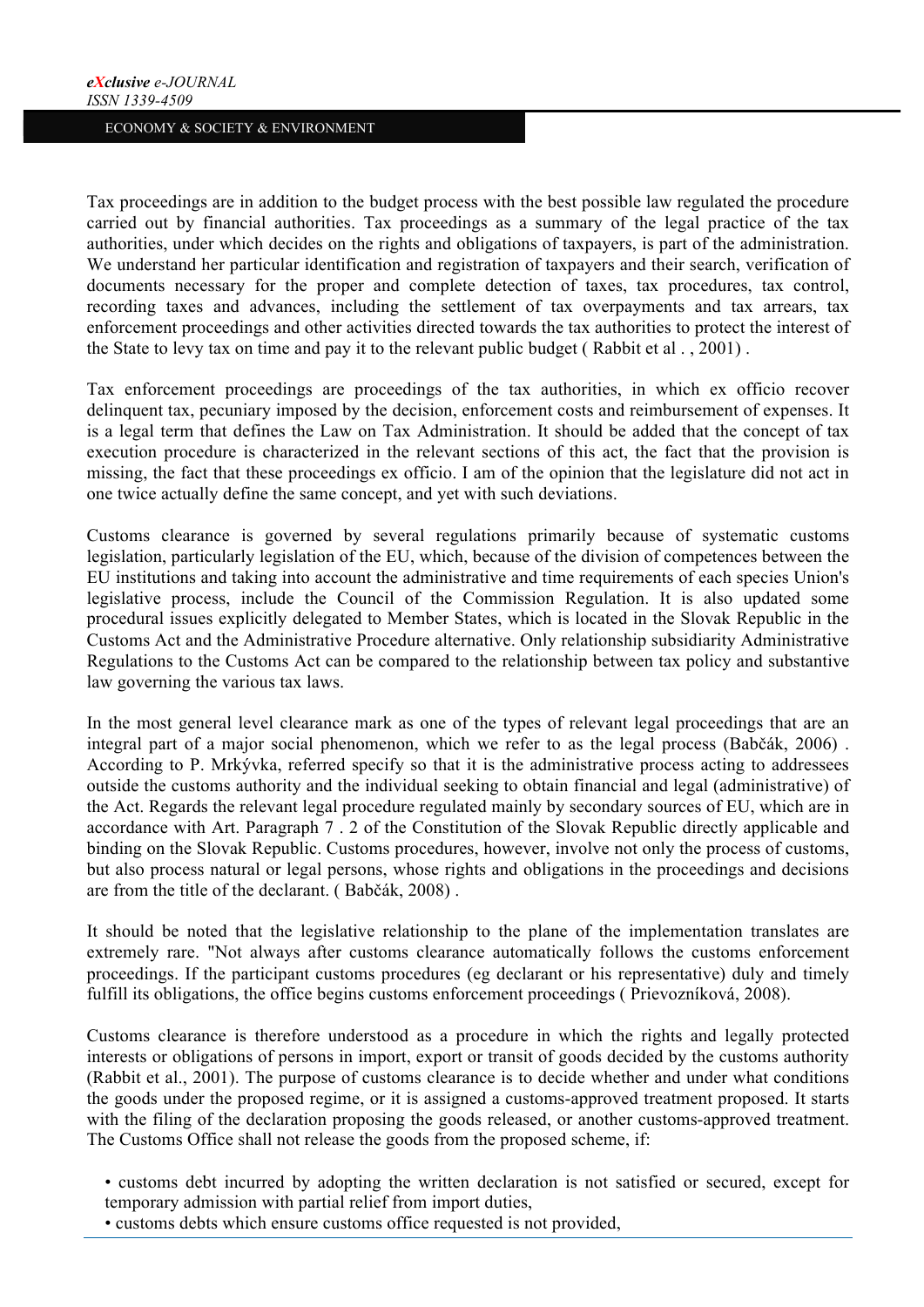Tax proceedings are in addition to the budget process with the best possible law regulated the procedure carried out by financial authorities. Tax proceedings as a summary of the legal practice of the tax authorities, under which decides on the rights and obligations of taxpayers, is part of the administration. We understand her particular identification and registration of taxpayers and their search, verification of documents necessary for the proper and complete detection of taxes, tax procedures, tax control, recording taxes and advances, including the settlement of tax overpayments and tax arrears, tax enforcement proceedings and other activities directed towards the tax authorities to protect the interest of the State to levy tax on time and pay it to the relevant public budget ( Rabbit et al . , 2001) .

Tax enforcement proceedings are proceedings of the tax authorities, in which ex officio recover delinquent tax, pecuniary imposed by the decision, enforcement costs and reimbursement of expenses. It is a legal term that defines the Law on Tax Administration. It should be added that the concept of tax execution procedure is characterized in the relevant sections of this act, the fact that the provision is missing, the fact that these proceedings ex officio. I am of the opinion that the legislature did not act in one twice actually define the same concept, and yet with such deviations.

Customs clearance is governed by several regulations primarily because of systematic customs legislation, particularly legislation of the EU, which, because of the division of competences between the EU institutions and taking into account the administrative and time requirements of each species Union's legislative process, include the Council of the Commission Regulation. It is also updated some procedural issues explicitly delegated to Member States, which is located in the Slovak Republic in the Customs Act and the Administrative Procedure alternative. Only relationship subsidiarity Administrative Regulations to the Customs Act can be compared to the relationship between tax policy and substantive law governing the various tax laws.

In the most general level clearance mark as one of the types of relevant legal proceedings that are an integral part of a major social phenomenon, which we refer to as the legal process (Babčák, 2006) . According to P. Mrkývka, referred specify so that it is the administrative process acting to addressees outside the customs authority and the individual seeking to obtain financial and legal (administrative) of the Act. Regards the relevant legal procedure regulated mainly by secondary sources of EU, which are in accordance with Art. Paragraph 7 . 2 of the Constitution of the Slovak Republic directly applicable and binding on the Slovak Republic. Customs procedures, however, involve not only the process of customs, but also process natural or legal persons, whose rights and obligations in the proceedings and decisions are from the title of the declarant. ( Babčák, 2008) .

It should be noted that the legislative relationship to the plane of the implementation translates are extremely rare. "Not always after customs clearance automatically follows the customs enforcement proceedings. If the participant customs procedures (eg declarant or his representative) duly and timely fulfill its obligations, the office begins customs enforcement proceedings ( Prievozníková, 2008).

Customs clearance is therefore understood as a procedure in which the rights and legally protected interests or obligations of persons in import, export or transit of goods decided by the customs authority (Rabbit et al., 2001). The purpose of customs clearance is to decide whether and under what conditions the goods under the proposed regime, or it is assigned a customs-approved treatment proposed. It starts with the filing of the declaration proposing the goods released, or another customs-approved treatment. The Customs Office shall not release the goods from the proposed scheme, if:

- customs debt incurred by adopting the written declaration is not satisfied or secured, except for temporary admission with partial relief from import duties,
- customs debts which ensure customs office requested is not provided,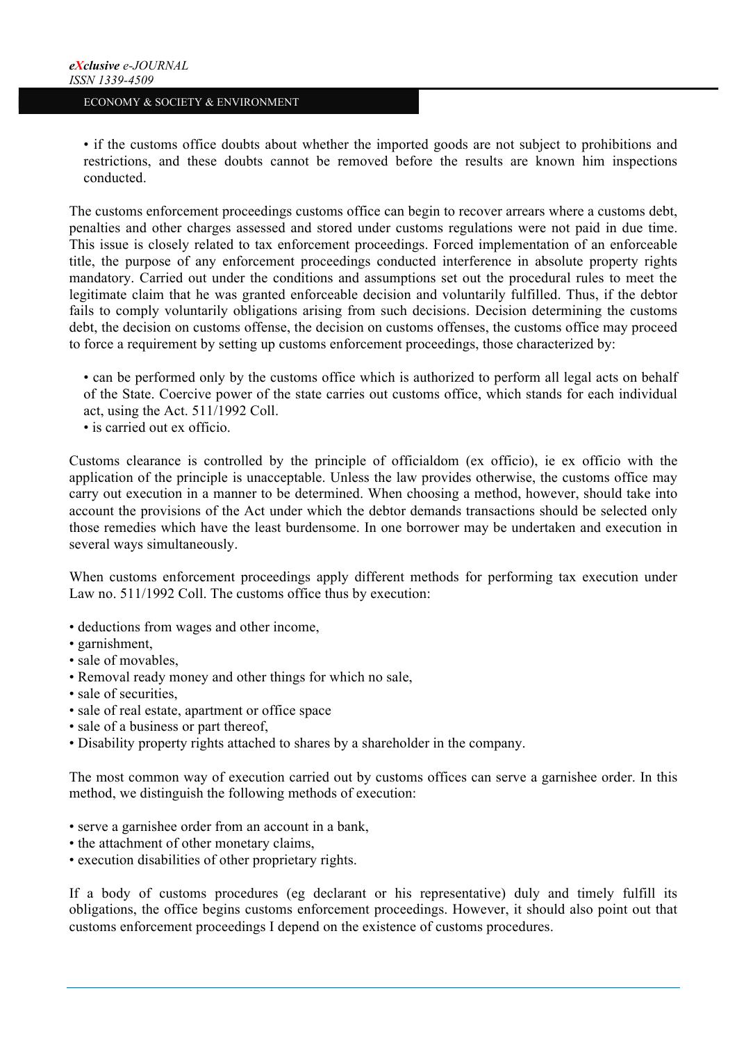- if the customs office doubts about whether the imported goods are not subject to prohibitions and restrictions, and these doubts cannot be removed before the results are known him inspections conducted.

The customs enforcement proceedings customs office can begin to recover arrears where a customs debt, penalties and other charges assessed and stored under customs regulations were not paid in due time. This issue is closely related to tax enforcement proceedings. Forced implementation of an enforceable title, the purpose of any enforcement proceedings conducted interference in absolute property rights mandatory. Carried out under the conditions and assumptions set out the procedural rules to meet the legitimate claim that he was granted enforceable decision and voluntarily fulfilled. Thus, if the debtor fails to comply voluntarily obligations arising from such decisions. Decision determining the customs debt, the decision on customs offense, the decision on customs offenses, the customs office may proceed to force a requirement by setting up customs enforcement proceedings, those characterized by:

- can be performed only by the customs office which is authorized to perform all legal acts on behalf of the State. Coercive power of the state carries out customs office, which stands for each individual act, using the Act. 511/1992 Coll.
- is carried out ex officio.

Customs clearance is controlled by the principle of officialdom (ex officio), ie ex officio with the application of the principle is unacceptable. Unless the law provides otherwise, the customs office may carry out execution in a manner to be determined. When choosing a method, however, should take into account the provisions of the Act under which the debtor demands transactions should be selected only those remedies which have the least burdensome. In one borrower may be undertaken and execution in several ways simultaneously.

When customs enforcement proceedings apply different methods for performing tax execution under Law no. 511/1992 Coll. The customs office thus by execution:

- deductions from wages and other income,
- garnishment,
- sale of movables,
- Removal ready money and other things for which no sale,
- sale of securities,
- sale of real estate, apartment or office space
- sale of a business or part thereof,
- Disability property rights attached to shares by a shareholder in the company.

The most common way of execution carried out by customs offices can serve a garnishee order. In this method, we distinguish the following methods of execution:

- serve a garnishee order from an account in a bank,
- the attachment of other monetary claims,
- execution disabilities of other proprietary rights.

If a body of customs procedures (eg declarant or his representative) duly and timely fulfill its obligations, the office begins customs enforcement proceedings. However, it should also point out that customs enforcement proceedings I depend on the existence of customs procedures.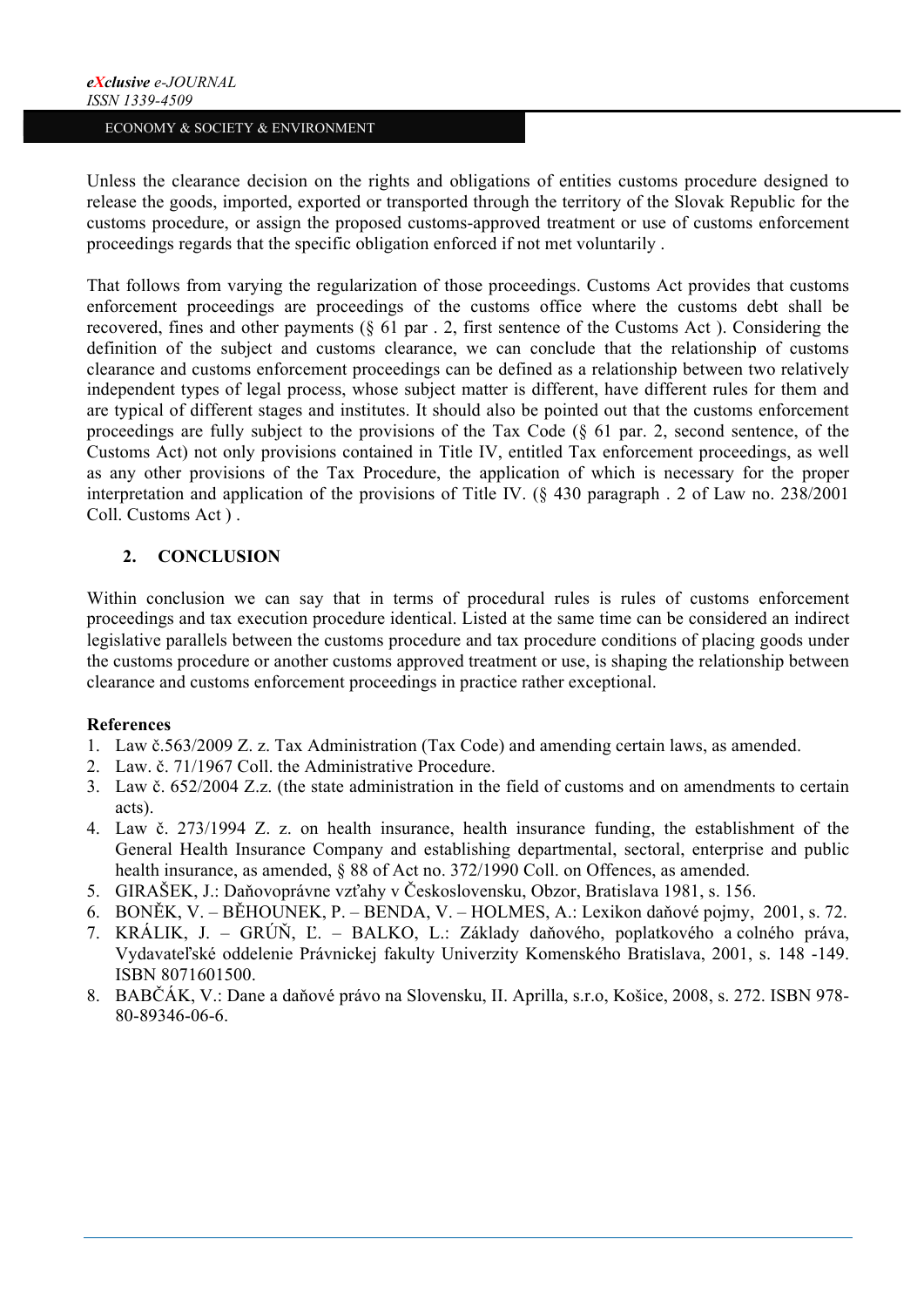Unless the clearance decision on the rights and obligations of entities customs procedure designed to release the goods, imported, exported or transported through the territory of the Slovak Republic for the customs procedure, or assign the proposed customs-approved treatment or use of customs enforcement proceedings regards that the specific obligation enforced if not met voluntarily .

That follows from varying the regularization of those proceedings. Customs Act provides that customs enforcement proceedings are proceedings of the customs office where the customs debt shall be recovered, fines and other payments (§ 61 par . 2, first sentence of the Customs Act ). Considering the definition of the subject and customs clearance, we can conclude that the relationship of customs clearance and customs enforcement proceedings can be defined as a relationship between two relatively independent types of legal process, whose subject matter is different, have different rules for them and are typical of different stages and institutes. It should also be pointed out that the customs enforcement proceedings are fully subject to the provisions of the Tax Code (§ 61 par. 2, second sentence, of the Customs Act) not only provisions contained in Title IV, entitled Tax enforcement proceedings, as well as any other provisions of the Tax Procedure, the application of which is necessary for the proper interpretation and application of the provisions of Title IV. (§ 430 paragraph . 2 of Law no. 238/2001 Coll. Customs Act ) .

## 2. CONCLUSION

Within conclusion we can say that in terms of procedural rules is rules of customs enforcement proceedings and tax execution procedure identical. Listed at the same time can be considered an indirect legislative parallels between the customs procedure and tax procedure conditions of placing goods under the customs procedure or another customs approved treatment or use, is shaping the relationship between clearance and customs enforcement proceedings in practice rather exceptional.

**References**

1. Law č.563/2009 Z. z. Tax Administration (Tax Code) and amending certain laws, as amended.
2. Law. č. 71/1967 Coll. the Administrative Procedure.
3. Law č. 652/2004 Z.z. (the state administration in the field of customs and on amendments to certain acts).
4. Law č. 273/1994 Z. z. on health insurance, health insurance funding, the establishment of the General Health Insurance Company and establishing departmental, sectoral, enterprise and public health insurance, as amended, § 88 of Act no. 372/1990 Coll. on Offences, as amended.
5. GIRAŠEK, J.: Daňovoprávne vzťahy v Československu, Obzor, Bratislava 1981, s. 156.
6. BONĚK, V. – BĚHOUNEK, P. – BENDA, V. – HOLMES, A.: Lexikon daňové pojmy, 2001, s. 72.
7. KRÁLIK, J. – GRÚŇ, Ľ. – BALKO, L.: Základy daňového, poplatkového a colného práva, Vydavateľské oddelenie Právnickej fakulty Univerzity Komenského Bratislava, 2001, s. 148 -149. ISBN 8071601500.
8. BABČÁK, V.: Dane a daňové právo na Slovensku, II. Aprilla, s.r.o, Košice, 2008, s. 272. ISBN 978-80-89346-06-6.